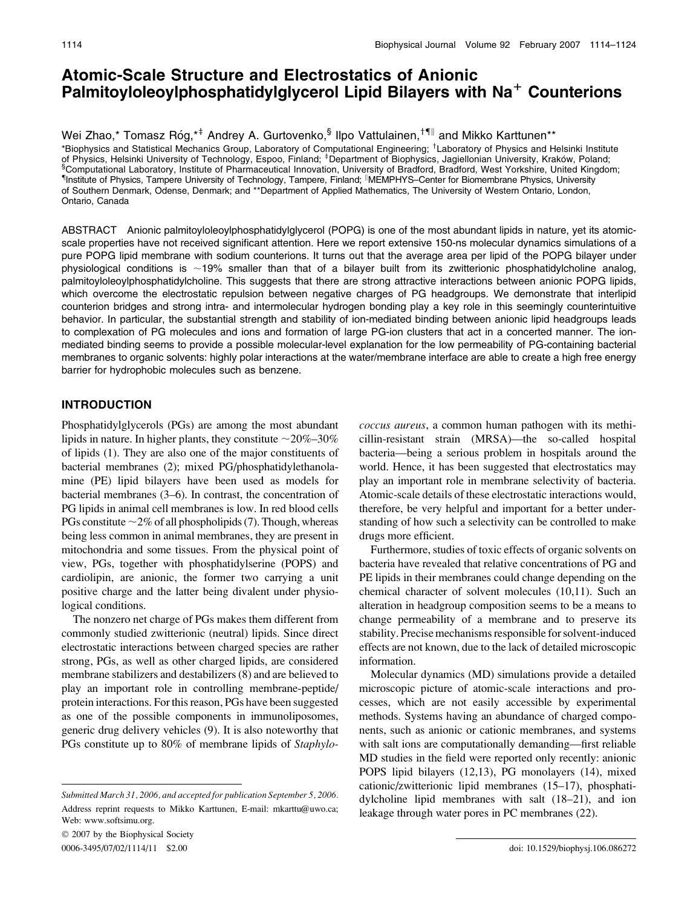# Atomic-Scale Structure and Electrostatics of Anionic Palmitoyloleoylphosphatidylglycerol Lipid Bilayers with $Na^+$ Counterions

Wei Zhao,* Tomasz Róg,*‡ Andrey A. Gurtovenko,§ Ilpo Vattulainen,†¶∥ and Mikko Karttunen**

*Biophysics and Statistical Mechanics Group, Laboratory of Computational Engineering; †Laboratory of Physics and Helsinki Institute of Physics, Helsinki University of Technology, Espoo, Finland; ‡Department of Biophysics, Jagiellonian University, Kraków, Poland; §Computational Laboratory, Institute of Pharmaceutical Innovation, University of Bradford, Bradford, West Yorkshire, United Kingdom; ¶Institute of Physics, Tampere University of Technology, Tampere, Finland; ∥MEMPHYS–Center for Biomembrane Physics, University of Southern Denmark, Odense, Denmark; and **Department of Applied Mathematics, The University of Western Ontario, London, Ontario, Canada

ABSTRACT Anionic palmitoyloleoylphosphatidylglycerol (POPG) is one of the most abundant lipids in nature, yet its atomic-scale properties have not received significant attention. Here we report extensive 150-ns molecular dynamics simulations of a pure POPG lipid membrane with sodium counterions. It turns out that the average area per lipid of the POPG bilayer under physiological conditions is ~19% smaller than that of a bilayer built from its zwitterionic phosphatidylcholine analog, palmitoyloleoylphosphatidylcholine. This suggests that there are strong attractive interactions between anionic POPG lipids, which overcome the electrostatic repulsion between negative charges of PG headgroups. We demonstrate that interlipid counterion bridges and strong intra- and intermolecular hydrogen bonding play a key role in this seemingly counterintuitive behavior. In particular, the substantial strength and stability of ion-mediated binding between anionic lipid headgroups leads to complexation of PG molecules and ions and formation of large PG-ion clusters that act in a concerted manner. The ion-mediated binding seems to provide a possible molecular-level explanation for the low permeability of PG-containing bacterial membranes to organic solvents: highly polar interactions at the water/membrane interface are able to create a high free energy barrier for hydrophobic molecules such as benzene.

## INTRODUCTION

Phosphatidylglycerols (PGs) are among the most abundant lipids in nature. In higher plants, they constitute ~20%–30% of lipids (1). They are also one of the major constituents of bacterial membranes (2); mixed PG/phosphatidylethanolamine (PE) lipid bilayers have been used as models for bacterial membranes (3–6). In contrast, the concentration of PG lipids in animal cell membranes is low. In red blood cells PGs constitute ~2% of all phospholipids (7). Though, whereas being less common in animal membranes, they are present in mitochondria and some tissues. From the physical point of view, PGs, together with phosphatidylserine (POPS) and cardiolipin, are anionic, the former two carrying a unit positive charge and the latter being divalent under physiological conditions.

The nonzero net charge of PGs makes them different from commonly studied zwitterionic (neutral) lipids. Since direct electrostatic interactions between charged species are rather strong, PGs, as well as other charged lipids, are considered membrane stabilizers and destabilizers (8) and are believed to play an important role in controlling membrane-peptide/protein interactions. For this reason, PGs have been suggested as one of the possible components in immunoliposomes, generic drug delivery vehicles (9). It is also noteworthy that PGs constitute up to 80% of membrane lipids of *Staphylococcus aureus*, a common human pathogen with its methicillin-resistant strain (MRSA)—the so-called hospital bacteria—being a serious problem in hospitals around the world. Hence, it has been suggested that electrostatics may play an important role in membrane selectivity of bacteria. Atomic-scale details of these electrostatic interactions would, therefore, be very helpful and important for a better understanding of how such a selectivity can be controlled to make drugs more efficient.

Furthermore, studies of toxic effects of organic solvents on bacteria have revealed that relative concentrations of PG and PE lipids in their membranes could change depending on the chemical character of solvent molecules (10,11). Such an alteration in headgroup composition seems to be a means to change permeability of a membrane and to preserve its stability. Precise mechanisms responsible for solvent-induced effects are not known, due to the lack of detailed microscopic information.

Molecular dynamics (MD) simulations provide a detailed microscopic picture of atomic-scale interactions and processes, which are not easily accessible by experimental methods. Systems having an abundance of charged components, such as anionic or cationic membranes, and systems with salt ions are computationally demanding—first reliable MD studies in the field were reported only recently: anionic POPS lipid bilayers (12,13), PG monolayers (14), mixed cationic/zwitterionic lipid membranes (15–17), phosphatidylcholine lipid membranes with salt (18–21), and ion leakage through water pores in PC membranes (22).

*Submitted March 31, 2006, and accepted for publication September 5, 2006.*

Address reprint requests to Mikko Karttunen, E-mail: mkarttu@uwo.ca; Web: www.softsimu.org.

© 2007 by the Biophysical Society

0006-3495/07/02/1114/11 $2.00

doi: 10.1529/biophysj.106.086272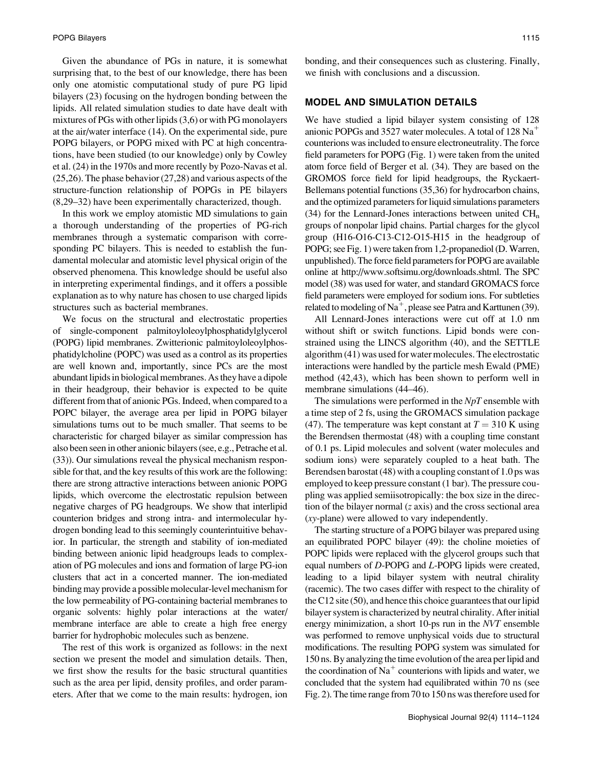Given the abundance of PGs in nature, it is somewhat surprising that, to the best of our knowledge, there has been only one atomistic computational study of pure PG lipid bilayers (23) focusing on the hydrogen bonding between the lipids. All related simulation studies to date have dealt with mixtures of PGs with other lipids (3,6) or with PG monolayers at the air/water interface (14). On the experimental side, pure POPG bilayers, or POPG mixed with PC at high concentrations, have been studied (to our knowledge) only by Cowley et al. (24) in the 1970s and more recently by Pozo-Navas et al. (25,26). The phase behavior (27,28) and various aspects of the structure-function relationship of POPGs in PE bilayers (8,29–32) have been experimentally characterized, though.

In this work we employ atomistic MD simulations to gain a thorough understanding of the properties of PG-rich membranes through a systematic comparison with corresponding PC bilayers. This is needed to establish the fundamental molecular and atomistic level physical origin of the observed phenomena. This knowledge should be useful also in interpreting experimental findings, and it offers a possible explanation as to why nature has chosen to use charged lipids structures such as bacterial membranes.

We focus on the structural and electrostatic properties of single-component palmitoyloleoylphosphatidylglycerol (POPG) lipid membranes. Zwitterionic palmitoyloleoylphosphatidylcholine (POPC) was used as a control as its properties are well known and, importantly, since PCs are the most abundant lipids in biological membranes. As they have a dipole in their headgroup, their behavior is expected to be quite different from that of anionic PGs. Indeed, when compared to a POPC bilayer, the average area per lipid in POPG bilayer simulations turns out to be much smaller. That seems to be characteristic for charged bilayer as similar compression has also been seen in other anionic bilayers (see, e.g., Petrache et al. (33)). Our simulations reveal the physical mechanism responsible for that, and the key results of this work are the following: there are strong attractive interactions between anionic POPG lipids, which overcome the electrostatic repulsion between negative charges of PG headgroups. We show that interlipid counterion bridges and strong intra- and intermolecular hydrogen bonding lead to this seemingly counterintuitive behavior. In particular, the strength and stability of ion-mediated binding between anionic lipid headgroups leads to complexation of PG molecules and ions and formation of large PG-ion clusters that act in a concerted manner. The ion-mediated binding may provide a possible molecular-level mechanism for the low permeability of PG-containing bacterial membranes to organic solvents: highly polar interactions at the water/membrane interface are able to create a high free energy barrier for hydrophobic molecules such as benzene.

The rest of this work is organized as follows: in the next section we present the model and simulation details. Then, we first show the results for the basic structural quantities such as the area per lipid, density profiles, and order parameters. After that we come to the main results: hydrogen, ion bonding, and their consequences such as clustering. Finally, we finish with conclusions and a discussion.

## MODEL AND SIMULATION DETAILS

We have studied a lipid bilayer system consisting of 128 anionic POPGs and 3527 water molecules. A total of 128 $Na^+$ counterions was included to ensure electroneutrality. The force field parameters for POPG (Fig. 1) were taken from the united atom force field of Berger et al. (34). They are based on the GROMOS force field for lipid headgroups, the Ryckaert-Bellemans potential functions (35,36) for hydrocarbon chains, and the optimized parameters for liquid simulations parameters (34) for the Lennard-Jones interactions between united $CH_n$ groups of nonpolar lipid chains. Partial charges for the glycol group (H16-O16-C13-C12-O15-H15 in the headgroup of POPG; see Fig. 1) were taken from 1,2-propanediol (D. Warren, unpublished). The force field parameters for POPG are available online at http://www.softsimu.org/downloads.shtml. The SPC model (38) was used for water, and standard GROMACS force field parameters were employed for sodium ions. For subtleties related to modeling of $Na^+$, please see Patra and Karttunen (39).

All Lennard-Jones interactions were cut off at 1.0 nm without shift or switch functions. Lipid bonds were constrained using the LINCS algorithm (40), and the SETTLE algorithm (41) was used for water molecules. The electrostatic interactions were handled by the particle mesh Ewald (PME) method (42,43), which has been shown to perform well in membrane simulations (44–46).

The simulations were performed in the *NpT* ensemble with a time step of 2 fs, using the GROMACS simulation package (47). The temperature was kept constant at $T = 310$ K using the Berendsen thermostat (48) with a coupling time constant of 0.1 ps. Lipid molecules and solvent (water molecules and sodium ions) were separately coupled to a heat bath. The Berendsen barostat (48) with a coupling constant of 1.0 ps was employed to keep pressure constant (1 bar). The pressure coupling was applied semiisotropically: the box size in the direction of the bilayer normal (*z* axis) and the cross sectional area (*xy*-plane) were allowed to vary independently.

The starting structure of a POPG bilayer was prepared using an equilibrated POPC bilayer (49): the choline moieties of POPC lipids were replaced with the glycerol groups such that equal numbers of *D*-POPG and *L*-POPG lipids were created, leading to a lipid bilayer system with neutral chirality (racemic). The two cases differ with respect to the chirality of the C12 site (50), and hence this choice guarantees that our lipid bilayer system is characterized by neutral chirality. After initial energy minimization, a short 10-ps run in the *NVT* ensemble was performed to remove unphysical voids due to structural modifications. The resulting POPG system was simulated for 150 ns. By analyzing the time evolution of the area per lipid and the coordination of $Na^+$ counterions with lipids and water, we concluded that the system had equilibrated within 70 ns (see Fig. 2). The time range from 70 to 150 ns was therefore used for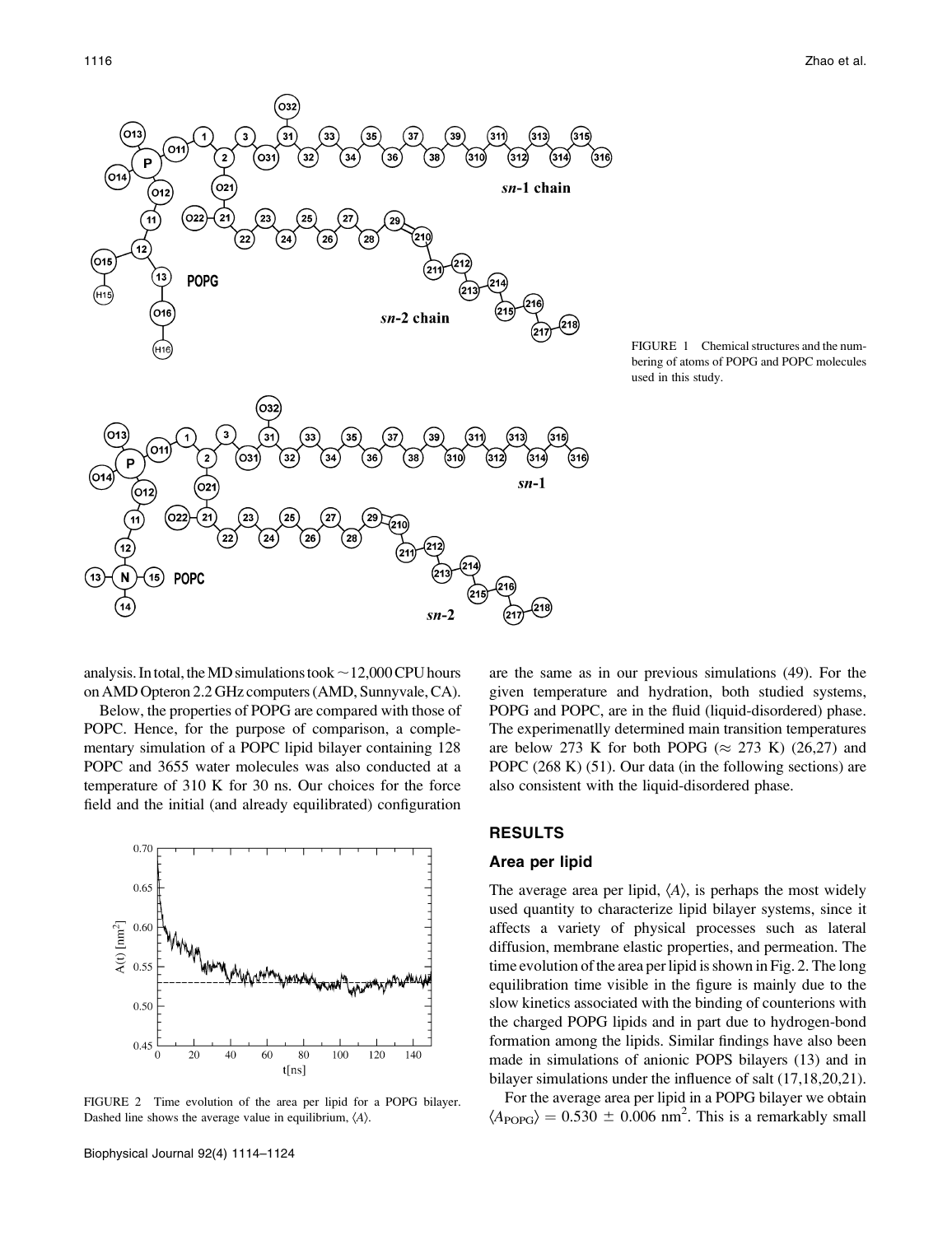FIGURE 1 Chemical structures and the numbering of atoms of POPG and POPC molecules used in this study.

analysis. In total, the MD simulations took ~12,000 CPU hours on AMD Opteron 2.2 GHz computers (AMD, Sunnyvale, CA).

Below, the properties of POPG are compared with those of POPC. Hence, for the purpose of comparison, a complementary simulation of a POPC lipid bilayer containing 128 POPC and 3655 water molecules was also conducted at a temperature of 310 K for 30 ns. Our choices for the force field and the initial (and already equilibrated) configuration are the same as in our previous simulations (49). For the given temperature and hydration, both studied systems, POPG and POPC, are in the fluid (liquid-disordered) phase. The experimenatlly determined main transition temperatures are below 273 K for both POPG ($\approx$ 273 K) (26,27) and POPC (268 K) (51). Our data (in the following sections) are also consistent with the liquid-disordered phase.

FIGURE 2 Time evolution of the area per lipid for a POPG bilayer. Dashed line shows the average value in equilibrium, $\langle A \rangle$.

## RESULTS

### Area per lipid

The average area per lipid, $\langle A \rangle$, is perhaps the most widely used quantity to characterize lipid bilayer systems, since it affects a variety of physical processes such as lateral diffusion, membrane elastic properties, and permeation. The time evolution of the area per lipid is shown in Fig. 2. The long equilibration time visible in the figure is mainly due to the slow kinetics associated with the binding of counterions with the charged POPG lipids and in part due to hydrogen-bond formation among the lipids. Similar findings have also been made in simulations of anionic POPS bilayers (13) and in bilayer simulations under the influence of salt (17,18,20,21).

For the average area per lipid in a POPG bilayer we obtain $\langle A_{\text{POPG}} \rangle = 0.530 \pm 0.006$ nm$^2$. This is a remarkably small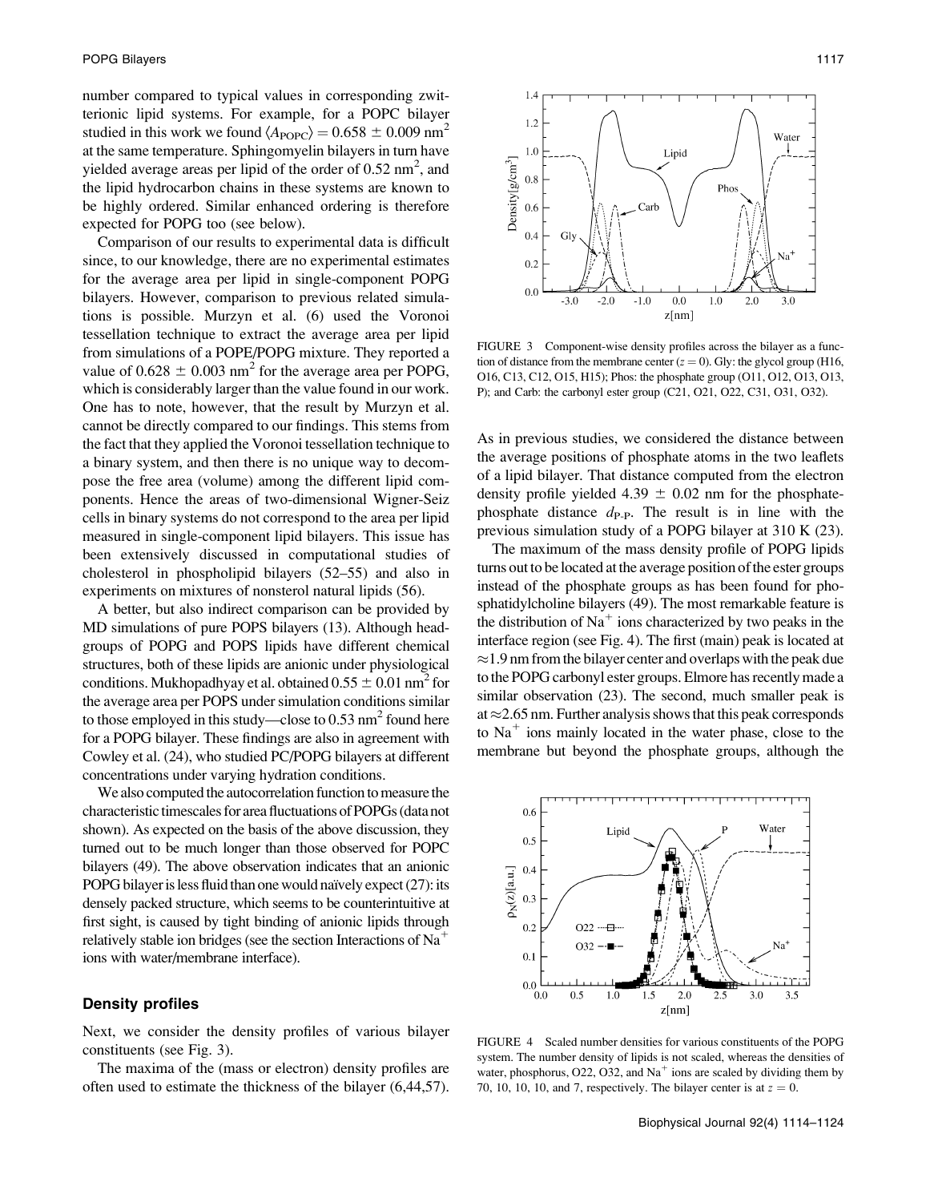number compared to typical values in corresponding zwitterionic lipid systems. For example, for a POPC bilayer studied in this work we found $\langle A_{POPC} \rangle = 0.658 \pm 0.009$ nm$^2$ at the same temperature. Sphingomyelin bilayers in turn have yielded average areas per lipid of the order of 0.52 nm$^2$, and the lipid hydrocarbon chains in these systems are known to be highly ordered. Similar enhanced ordering is therefore expected for POPG too (see below).

Comparison of our results to experimental data is difficult since, to our knowledge, there are no experimental estimates for the average area per lipid in single-component POPG bilayers. However, comparison to previous related simulations is possible. Murzyn et al. (6) used the Voronoi tessellation technique to extract the average area per lipid from simulations of a POPE/POPG mixture. They reported a value of $0.628 \pm 0.003$ nm$^2$ for the average area per POPG, which is considerably larger than the value found in our work. One has to note, however, that the result by Murzyn et al. cannot be directly compared to our findings. This stems from the fact that they applied the Voronoi tessellation technique to a binary system, and then there is no unique way to decompose the free area (volume) among the different lipid components. Hence the areas of two-dimensional Wigner-Seiz cells in binary systems do not correspond to the area per lipid measured in single-component lipid bilayers. This issue has been extensively discussed in computational studies of cholesterol in phospholipid bilayers (52–55) and also in experiments on mixtures of nonsterol natural lipids (56).

A better, but also indirect comparison can be provided by MD simulations of pure POPS bilayers (13). Although headgroups of POPG and POPS lipids have different chemical structures, both of these lipids are anionic under physiological conditions. Mukhopadhyay et al. obtained $0.55 \pm 0.01$ nm$^2$ for the average area per POPS under simulation conditions similar to those employed in this study—close to 0.53 nm$^2$ found here for a POPG bilayer. These findings are also in agreement with Cowley et al. (24), who studied PC/POPG bilayers at different concentrations under varying hydration conditions.

We also computed the autocorrelation function to measure the characteristic timescales for area fluctuations of POPGs (data not shown). As expected on the basis of the above discussion, they turned out to be much longer than those observed for POPC bilayers (49). The above observation indicates that an anionic POPG bilayer is less fluid than one would naïvely expect (27): its densely packed structure, which seems to be counterintuitive at first sight, is caused by tight binding of anionic lipids through relatively stable ion bridges (see the section Interactions of $Na^+$ ions with water/membrane interface).

## Density profiles

Next, we consider the density profiles of various bilayer constituents (see Fig. 3).

The maxima of the (mass or electron) density profiles are often used to estimate the thickness of the bilayer (6,44,57).

FIGURE 3 Component-wise density profiles across the bilayer as a function of distance from the membrane center ($z = 0$). Gly: the glycol group (H16, O16, C13, C12, O15, H15); Phos: the phosphate group (O11, O12, O13, O13, P); and Carb: the carbonyl ester group (C21, O21, O22, C31, O31, O32).

As in previous studies, we considered the distance between the average positions of phosphate atoms in the two leaflets of a lipid bilayer. That distance computed from the electron density profile yielded $4.39 \pm 0.02$ nm for the phosphate-phosphate distance $d_{P\text{-}P}$. The result is in line with the previous simulation study of a POPG bilayer at 310 K (23).

The maximum of the mass density profile of POPG lipids turns out to be located at the average position of the ester groups instead of the phosphate groups as has been found for phosphatidylcholine bilayers (49). The most remarkable feature is the distribution of $Na^+$ ions characterized by two peaks in the interface region (see Fig. 4). The first (main) peak is located at $\approx$1.9 nm from the bilayer center and overlaps with the peak due to the POPG carbonyl ester groups. Elmore has recently made a similar observation (23). The second, much smaller peak is at $\approx$2.65 nm. Further analysis shows that this peak corresponds to $Na^+$ ions mainly located in the water phase, close to the membrane but beyond the phosphate groups, although the

FIGURE 4 Scaled number densities for various constituents of the POPG system. The number density of lipids is not scaled, whereas the densities of water, phosphorus, O22, O32, and $Na^+$ ions are scaled by dividing them by 70, 10, 10, 10, and 7, respectively. The bilayer center is at $z = 0$.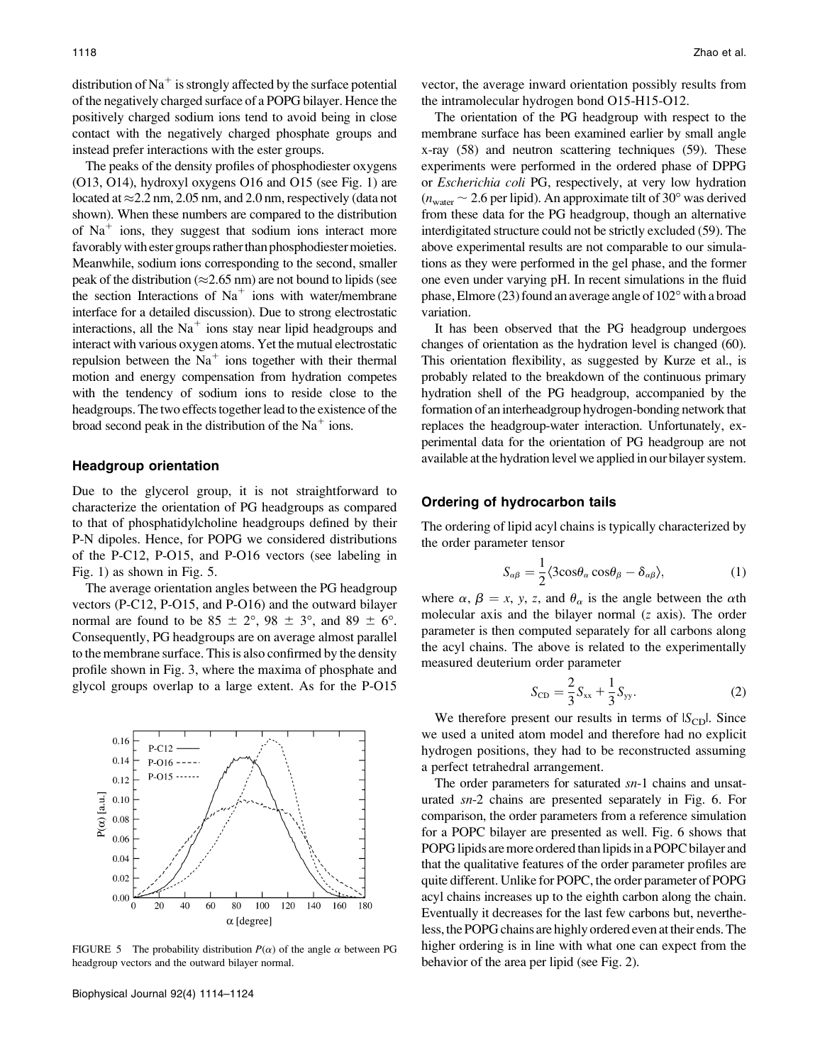distribution of $Na^+$ is strongly affected by the surface potential of the negatively charged surface of a POPG bilayer. Hence the positively charged sodium ions tend to avoid being in close contact with the negatively charged phosphate groups and instead prefer interactions with the ester groups.

The peaks of the density profiles of phosphodiester oxygens (O13, O14), hydroxyl oxygens O16 and O15 (see Fig. 1) are located at ≈2.2 nm, 2.05 nm, and 2.0 nm, respectively (data not shown). When these numbers are compared to the distribution of $Na^+$ ions, they suggest that sodium ions interact more favorably with ester groups rather than phosphodiester moieties. Meanwhile, sodium ions corresponding to the second, smaller peak of the distribution (≈2.65 nm) are not bound to lipids (see the section Interactions of $Na^+$ ions with water/membrane interface for a detailed discussion). Due to strong electrostatic interactions, all the $Na^+$ ions stay near lipid headgroups and interact with various oxygen atoms. Yet the mutual electrostatic repulsion between the $Na^+$ ions together with their thermal motion and energy compensation from hydration competes with the tendency of sodium ions to reside close to the headgroups. The two effects together lead to the existence of the broad second peak in the distribution of the $Na^+$ ions.

### Headgroup orientation

Due to the glycerol group, it is not straightforward to characterize the orientation of PG headgroups as compared to that of phosphatidylcholine headgroups defined by their P-N dipoles. Hence, for POPG we considered distributions of the P-C12, P-O15, and P-O16 vectors (see labeling in Fig. 1) as shown in Fig. 5.

The average orientation angles between the PG headgroup vectors (P-C12, P-O15, and P-O16) and the outward bilayer normal are found to be 85 ± 2°, 98 ± 3°, and 89 ± 6°. Consequently, PG headgroups are on average almost parallel to the membrane surface. This is also confirmed by the density profile shown in Fig. 3, where the maxima of phosphate and glycol groups overlap to a large extent. As for the P-O15 vector, the average inward orientation possibly results from the intramolecular hydrogen bond O15-H15-O12.

FIGURE 5 The probability distribution $P(\alpha)$ of the angle $\alpha$ between PG headgroup vectors and the outward bilayer normal.

The orientation of the PG headgroup with respect to the membrane surface has been examined earlier by small angle x-ray (58) and neutron scattering techniques (59). These experiments were performed in the ordered phase of DPPG or *Escherichia coli* PG, respectively, at very low hydration ($n_{water} \sim 2.6$ per lipid). An approximate tilt of 30° was derived from these data for the PG headgroup, though an alternative interdigitated structure could not be strictly excluded (59). The above experimental results are not comparable to our simulations as they were performed in the gel phase, and the former one even under varying pH. In recent simulations in the fluid phase, Elmore (23) found an average angle of 102° with a broad variation.

It has been observed that the PG headgroup undergoes changes of orientation as the hydration level is changed (60). This orientation flexibility, as suggested by Kurze et al., is probably related to the breakdown of the continuous primary hydration shell of the PG headgroup, accompanied by the formation of an interheadgroup hydrogen-bonding network that replaces the headgroup-water interaction. Unfortunately, experimental data for the orientation of PG headgroup are not available at the hydration level we applied in our bilayer system.

### Ordering of hydrocarbon tails

The ordering of lipid acyl chains is typically characterized by the order parameter tensor

$$S_{\alpha\beta} = \frac{1}{2}\langle 3\cos\theta_{\alpha}\cos\theta_{\beta} - \delta_{\alpha\beta}\rangle, \tag{1}$$

where $\alpha, \beta = x, y, z$, and $\theta_{\alpha}$ is the angle between the $\alpha$th molecular axis and the bilayer normal ($z$ axis). The order parameter is then computed separately for all carbons along the acyl chains. The above is related to the experimentally measured deuterium order parameter

$$S_{CD} = \frac{2}{3}S_{xx} + \frac{1}{3}S_{yy}. \tag{2}$$

We therefore present our results in terms of $|S_{CD}|$. Since we used a united atom model and therefore had no explicit hydrogen positions, they had to be reconstructed assuming a perfect tetrahedral arrangement.

The order parameters for saturated *sn*-1 chains and unsaturated *sn*-2 chains are presented separately in Fig. 6. For comparison, the order parameters from a reference simulation for a POPC bilayer are presented as well. Fig. 6 shows that POPG lipids are more ordered than lipids in a POPC bilayer and that the qualitative features of the order parameter profiles are quite different. Unlike for POPC, the order parameter of POPG acyl chains increases up to the eighth carbon along the chain. Eventually it decreases for the last few carbons but, nevertheless, the POPG chains are highly ordered even at their ends. The higher ordering is in line with what one can expect from the behavior of the area per lipid (see Fig. 2).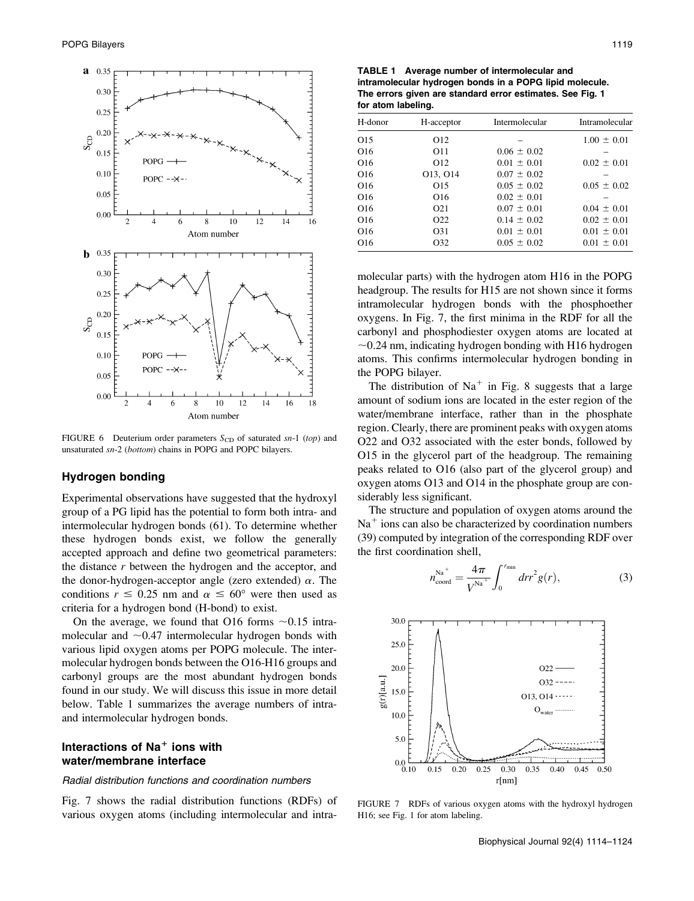FIGURE 6 Deuterium order parameters $S_{CD}$ of saturated *sn*-1 (*top*) and unsaturated *sn*-2 (*bottom*) chains in POPG and POPC bilayers.

## Hydrogen bonding

Experimental observations have suggested that the hydroxyl group of a PG lipid has the potential to form both intra- and intermolecular hydrogen bonds (61). To determine whether these hydrogen bonds exist, we follow the generally accepted approach and define two geometrical parameters: the distance $r$ between the hydrogen and the acceptor, and the donor-hydrogen-acceptor angle (zero extended) $\alpha$. The conditions $r \leq 0.25$ nm and $\alpha \leq 60°$ were then used as criteria for a hydrogen bond (H-bond) to exist.

On the average, we found that O16 forms ~0.15 intramolecular and ~0.47 intermolecular hydrogen bonds with various lipid oxygen atoms per POPG molecule. The intermolecular hydrogen bonds between the O16-H16 groups and carbonyl groups are the most abundant hydrogen bonds found in our study. We will discuss this issue in more detail below. Table 1 summarizes the average numbers of intra- and intermolecular hydrogen bonds.

## Interactions of $Na^+$ ions with water/membrane interface

### Radial distribution functions and coordination numbers

Fig. 7 shows the radial distribution functions (RDFs) of various oxygen atoms (including intermolecular and intramolecular parts) with the hydrogen atom H16 in the POPG headgroup. The results for H15 are not shown since it forms intramolecular hydrogen bonds with the phosphoether oxygens. In Fig. 7, the first minima in the RDF for all the carbonyl and phosphodiester oxygen atoms are located at ~0.24 nm, indicating hydrogen bonding with H16 hydrogen atoms. This confirms intermolecular hydrogen bonding in the POPG bilayer.

The distribution of $Na^+$ in Fig. 8 suggests that a large amount of sodium ions are located in the ester region of the water/membrane interface, rather than in the phosphate region. Clearly, there are prominent peaks with oxygen atoms O22 and O32 associated with the ester bonds, followed by O15 in the glycerol part of the headgroup. The remaining peaks related to O16 (also part of the glycerol group) and oxygen atoms O13 and O14 in the phosphate group are considerably less significant.

The structure and population of oxygen atoms around the $Na^+$ ions can also be characterized by coordination numbers (39) computed by integration of the corresponding RDF over the first coordination shell,

$$n_{\text{coord}}^{\text{Na}^+} = \frac{4\pi}{V^{\text{Na}^+}} \int_0^{r_{\min}} dr r^2 g(r), \tag{3}$$

**TABLE 1 Average number of intermolecular and intramolecular hydrogen bonds in a POPG lipid molecule. The errors given are standard error estimates. See Fig. 1 for atom labeling.**

| H-donor | H-acceptor | Intermolecular | Intramolecular |
|---|---|---|---|
| O15 | O12 | – | 1.00 ± 0.01 |
| O16 | O11 | 0.06 ± 0.02 | – |
| O16 | O12 | 0.01 ± 0.01 | 0.02 ± 0.01 |
| O16 | O13, O14 | 0.07 ± 0.02 | – |
| O16 | O15 | 0.05 ± 0.02 | 0.05 ± 0.02 |
| O16 | O16 | 0.02 ± 0.01 | – |
| O16 | O21 | 0.07 ± 0.01 | 0.04 ± 0.01 |
| O16 | O22 | 0.14 ± 0.02 | 0.02 ± 0.01 |
| O16 | O31 | 0.01 ± 0.01 | 0.01 ± 0.01 |
| O16 | O32 | 0.05 ± 0.02 | 0.01 ± 0.01 |

FIGURE 7 RDFs of various oxygen atoms with the hydroxyl hydrogen H16; see Fig. 1 for atom labeling.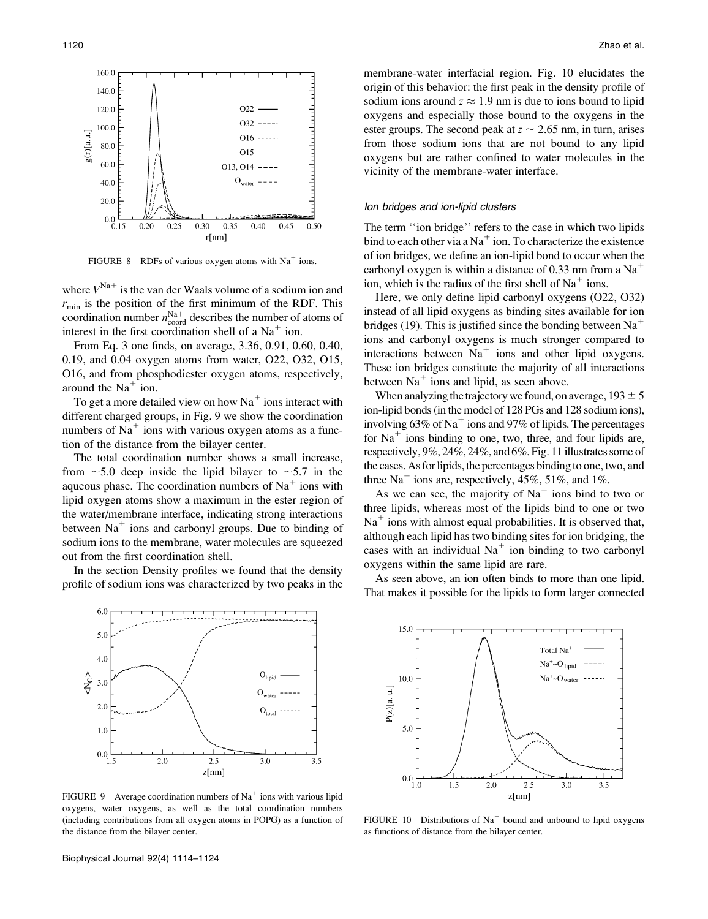FIGURE 8 RDFs of various oxygen atoms with $Na^+$ ions.

where $V^{Na+}$ is the van der Waals volume of a sodium ion and $r_{min}$ is the position of the first minimum of the RDF. This coordination number $n_{coord}^{Na+}$ describes the number of atoms of interest in the first coordination shell of a $Na^+$ ion.

From Eq. 3 one finds, on average, 3.36, 0.91, 0.60, 0.40, 0.19, and 0.04 oxygen atoms from water, O22, O32, O15, O16, and from phosphodiester oxygen atoms, respectively, around the $Na^+$ ion.

To get a more detailed view on how $Na^+$ ions interact with different charged groups, in Fig. 9 we show the coordination numbers of $Na^+$ ions with various oxygen atoms as a function of the distance from the bilayer center.

The total coordination number shows a small increase, from ~5.0 deep inside the lipid bilayer to ~5.7 in the aqueous phase. The coordination numbers of $Na^+$ ions with lipid oxygen atoms show a maximum in the ester region of the water/membrane interface, indicating strong interactions between $Na^+$ ions and carbonyl groups. Due to binding of sodium ions to the membrane, water molecules are squeezed out from the first coordination shell.

In the section Density profiles we found that the density profile of sodium ions was characterized by two peaks in the membrane-water interfacial region. Fig. 10 elucidates the origin of this behavior: the first peak in the density profile of sodium ions around $z \approx 1.9$ nm is due to ions bound to lipid oxygens and especially those bound to the oxygens in the ester groups. The second peak at $z \sim 2.65$ nm, in turn, arises from those sodium ions that are not bound to any lipid oxygens but are rather confined to water molecules in the vicinity of the membrane-water interface.

FIGURE 9 Average coordination numbers of $Na^+$ ions with various lipid oxygens, water oxygens, as well as the total coordination numbers (including contributions from all oxygen atoms in POPG) as a function of the distance from the bilayer center.

### *Ion bridges and ion-lipid clusters*

The term ''ion bridge'' refers to the case in which two lipids bind to each other via a $Na^+$ ion. To characterize the existence of ion bridges, we define an ion-lipid bond to occur when the carbonyl oxygen is within a distance of 0.33 nm from a $Na^+$ ion, which is the radius of the first shell of $Na^+$ ions.

Here, we only define lipid carbonyl oxygens (O22, O32) instead of all lipid oxygens as binding sites available for ion bridges (19). This is justified since the bonding between $Na^+$ ions and carbonyl oxygens is much stronger compared to interactions between $Na^+$ ions and other lipid oxygens. These ion bridges constitute the majority of all interactions between $Na^+$ ions and lipid, as seen above.

When analyzing the trajectory we found, on average, $193 \pm 5$ ion-lipid bonds (in the model of 128 PGs and 128 sodium ions), involving 63% of $Na^+$ ions and 97% of lipids. The percentages for $Na^+$ ions binding to one, two, three, and four lipids are, respectively, 9%, 24%, 24%, and 6%. Fig. 11 illustrates some of the cases. As for lipids, the percentages binding to one, two, and three $Na^+$ ions are, respectively, 45%, 51%, and 1%.

As we can see, the majority of $Na^+$ ions bind to two or three lipids, whereas most of the lipids bind to one or two $Na^+$ ions with almost equal probabilities. It is observed that, although each lipid has two binding sites for ion bridging, the cases with an individual $Na^+$ ion binding to two carbonyl oxygens within the same lipid are rare.

As seen above, an ion often binds to more than one lipid. That makes it possible for the lipids to form larger connected

FIGURE 10 Distributions of $Na^+$ bound and unbound to lipid oxygens as functions of distance from the bilayer center.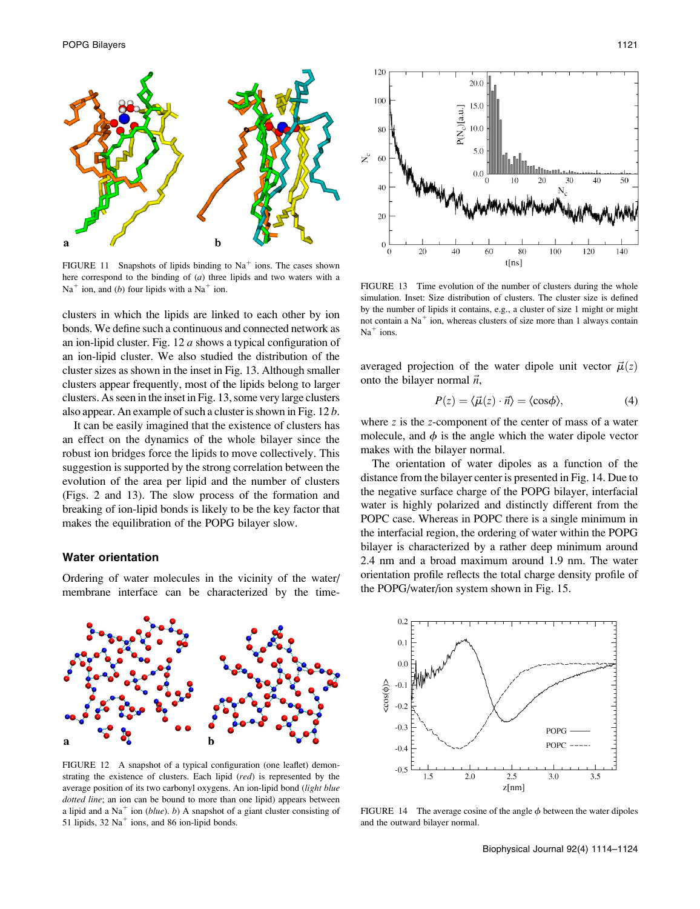FIGURE 11 Snapshots of lipids binding to $Na^+$ ions. The cases shown here correspond to the binding of (*a*) three lipids and two waters with a $Na^+$ ion, and (*b*) four lipids with a $Na^+$ ion.

clusters in which the lipids are linked to each other by ion bonds. We define such a continuous and connected network as an ion-lipid cluster. Fig. 12 *a* shows a typical configuration of an ion-lipid cluster. We also studied the distribution of the cluster sizes as shown in the inset in Fig. 13. Although smaller clusters appear frequently, most of the lipids belong to larger clusters. As seen in the inset in Fig. 13, some very large clusters also appear. An example of such a cluster is shown in Fig. 12 *b*.

It can be easily imagined that the existence of clusters has an effect on the dynamics of the whole bilayer since the robust ion bridges force the lipids to move collectively. This suggestion is supported by the strong correlation between the evolution of the area per lipid and the number of clusters (Figs. 2 and 13). The slow process of the formation and breaking of ion-lipid bonds is likely to be the key factor that makes the equilibration of the POPG bilayer slow.

## Water orientation

Ordering of water molecules in the vicinity of the water/membrane interface can be characterized by the time-averaged projection of the water dipole unit vector $\vec{\mu}(z)$ onto the bilayer normal $\vec{n}$,

$$P(z) = \langle \vec{\mu}(z) \cdot \vec{n} \rangle = \langle \cos\phi \rangle, \tag{4}$$

where $z$ is the $z$-component of the center of mass of a water molecule, and $\phi$ is the angle which the water dipole vector makes with the bilayer normal.

The orientation of water dipoles as a function of the distance from the bilayer center is presented in Fig. 14. Due to the negative surface charge of the POPG bilayer, interfacial water is highly polarized and distinctly different from the POPC case. Whereas in POPC there is a single minimum in the interfacial region, the ordering of water within the POPG bilayer is characterized by a rather deep minimum around 2.4 nm and a broad maximum around 1.9 nm. The water orientation profile reflects the total charge density profile of the POPG/water/ion system shown in Fig. 15.

FIGURE 12 A snapshot of a typical configuration (one leaflet) demonstrating the existence of clusters. Each lipid (*red*) is represented by the average position of its two carbonyl oxygens. An ion-lipid bond (*light blue dotted line*; an ion can be bound to more than one lipid) appears between a lipid and a $Na^+$ ion (*blue*). *b*) A snapshot of a giant cluster consisting of 51 lipids, 32 $Na^+$ ions, and 86 ion-lipid bonds.

FIGURE 13 Time evolution of the number of clusters during the whole simulation. Inset: Size distribution of clusters. The cluster size is defined by the number of lipids it contains, e.g., a cluster of size 1 might or might not contain a $Na^+$ ion, whereas clusters of size more than 1 always contain $Na^+$ ions.

FIGURE 14 The average cosine of the angle $\phi$ between the water dipoles and the outward bilayer normal.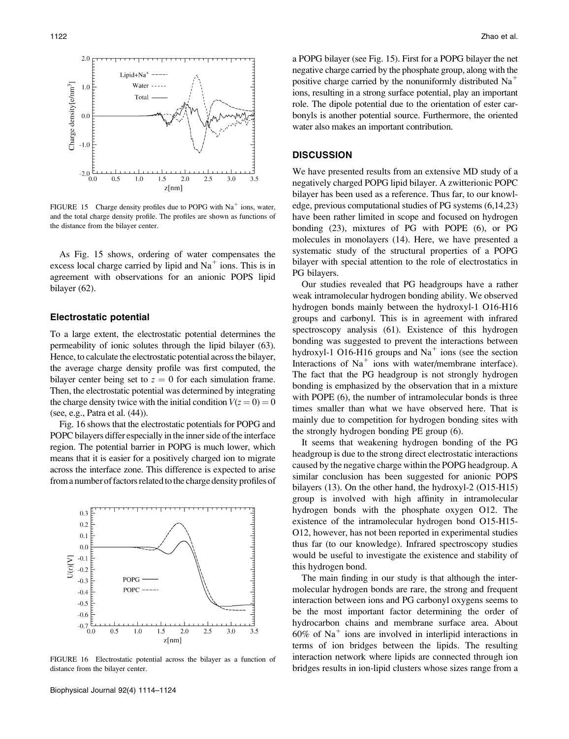FIGURE 15 Charge density profiles due to POPG with $Na^+$ ions, water, and the total charge density profile. The profiles are shown as functions of the distance from the bilayer center.

As Fig. 15 shows, ordering of water compensates the excess local charge carried by lipid and $Na^+$ ions. This is in agreement with observations for an anionic POPS lipid bilayer (62).

### Electrostatic potential

To a large extent, the electrostatic potential determines the permeability of ionic solutes through the lipid bilayer (63). Hence, to calculate the electrostatic potential across the bilayer, the average charge density profile was first computed, the bilayer center being set to $z = 0$ for each simulation frame. Then, the electrostatic potential was determined by integrating the charge density twice with the initial condition $V(z = 0) = 0$ (see, e.g., Patra et al. (44)).

Fig. 16 shows that the electrostatic potentials for POPG and POPC bilayers differ especially in the inner side of the interface region. The potential barrier in POPG is much lower, which means that it is easier for a positively charged ion to migrate across the interface zone. This difference is expected to arise from a number of factors related to the charge density profiles of a POPG bilayer (see Fig. 15). First for a POPG bilayer the net negative charge carried by the phosphate group, along with the positive charge carried by the nonuniformly distributed $Na^+$ ions, resulting in a strong surface potential, play an important role. The dipole potential due to the orientation of ester carbonyls is another potential source. Furthermore, the oriented water also makes an important contribution.

FIGURE 16 Electrostatic potential across the bilayer as a function of distance from the bilayer center.

## DISCUSSION

We have presented results from an extensive MD study of a negatively charged POPG lipid bilayer. A zwitterionic POPC bilayer has been used as a reference. Thus far, to our knowledge, previous computational studies of PG systems (6,14,23) have been rather limited in scope and focused on hydrogen bonding (23), mixtures of PG with POPE (6), or PG molecules in monolayers (14). Here, we have presented a systematic study of the structural properties of a POPG bilayer with special attention to the role of electrostatics in PG bilayers.

Our studies revealed that PG headgroups have a rather weak intramolecular hydrogen bonding ability. We observed hydrogen bonds mainly between the hydroxyl-1 O16-H16 groups and carbonyl. This is in agreement with infrared spectroscopy analysis (61). Existence of this hydrogen bonding was suggested to prevent the interactions between hydroxyl-1 O16-H16 groups and $Na^+$ ions (see the section Interactions of $Na^+$ ions with water/membrane interface). The fact that the PG headgroup is not strongly hydrogen bonding is emphasized by the observation that in a mixture with POPE (6), the number of intramolecular bonds is three times smaller than what we have observed here. That is mainly due to competition for hydrogen bonding sites with the strongly hydrogen bonding PE group (6).

It seems that weakening hydrogen bonding of the PG headgroup is due to the strong direct electrostatic interactions caused by the negative charge within the POPG headgroup. A similar conclusion has been suggested for anionic POPS bilayers (13). On the other hand, the hydroxyl-2 (O15-H15) group is involved with high affinity in intramolecular hydrogen bonds with the phosphate oxygen O12. The existence of the intramolecular hydrogen bond O15-H15-O12, however, has not been reported in experimental studies thus far (to our knowledge). Infrared spectroscopy studies would be useful to investigate the existence and stability of this hydrogen bond.

The main finding in our study is that although the intermolecular hydrogen bonds are rare, the strong and frequent interaction between ions and PG carbonyl oxygens seems to be the most important factor determining the order of hydrocarbon chains and membrane surface area. About 60% of $Na^+$ ions are involved in interlipid interactions in terms of ion bridges between the lipids. The resulting interaction network where lipids are connected through ion bridges results in ion-lipid clusters whose sizes range from a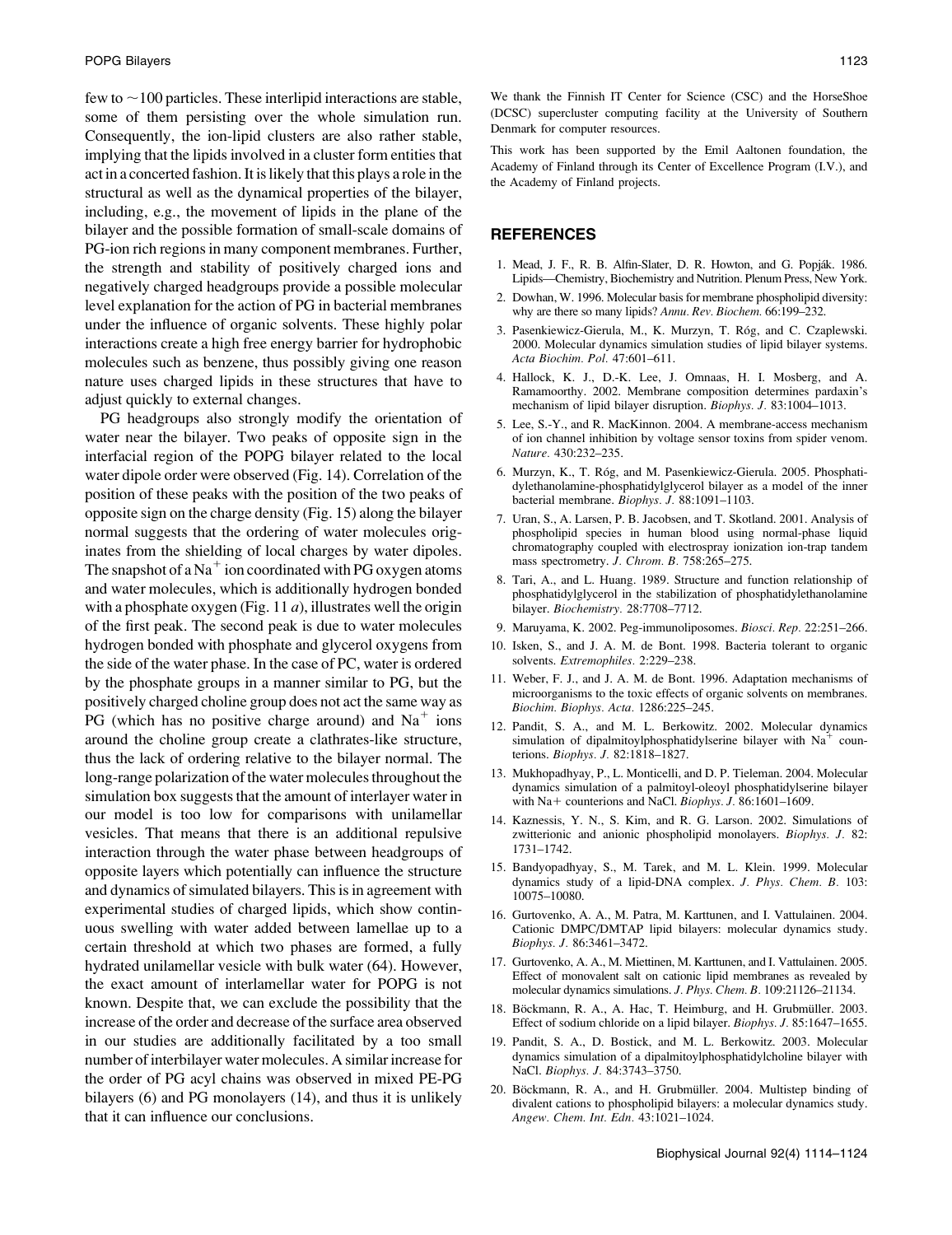few to ~100 particles. These interlipid interactions are stable, some of them persisting over the whole simulation run. Consequently, the ion-lipid clusters are also rather stable, implying that the lipids involved in a cluster form entities that act in a concerted fashion. It is likely that this plays a role in the structural as well as the dynamical properties of the bilayer, including, e.g., the movement of lipids in the plane of the bilayer and the possible formation of small-scale domains of PG-ion rich regions in many component membranes. Further, the strength and stability of positively charged ions and negatively charged headgroups provide a possible molecular level explanation for the action of PG in bacterial membranes under the influence of organic solvents. These highly polar interactions create a high free energy barrier for hydrophobic molecules such as benzene, thus possibly giving one reason nature uses charged lipids in these structures that have to adjust quickly to external changes.

PG headgroups also strongly modify the orientation of water near the bilayer. Two peaks of opposite sign in the interfacial region of the POPG bilayer related to the local water dipole order were observed (Fig. 14). Correlation of the position of these peaks with the position of the two peaks of opposite sign on the charge density (Fig. 15) along the bilayer normal suggests that the ordering of water molecules originates from the shielding of local charges by water dipoles. The snapshot of a $Na^+$ ion coordinated with PG oxygen atoms and water molecules, which is additionally hydrogen bonded with a phosphate oxygen (Fig. 11 *a*), illustrates well the origin of the first peak. The second peak is due to water molecules hydrogen bonded with phosphate and glycerol oxygens from the side of the water phase. In the case of PC, water is ordered by the phosphate groups in a manner similar to PG, but the positively charged choline group does not act the same way as PG (which has no positive charge around) and $Na^+$ ions around the choline group create a clathrates-like structure, thus the lack of ordering relative to the bilayer normal. The long-range polarization of the water molecules throughout the simulation box suggests that the amount of interlayer water in our model is too low for comparisons with unilamellar vesicles. That means that there is an additional repulsive interaction through the water phase between headgroups of opposite layers which potentially can influence the structure and dynamics of simulated bilayers. This is in agreement with experimental studies of charged lipids, which show continuous swelling with water added between lamellae up to a certain threshold at which two phases are formed, a fully hydrated unilamellar vesicle with bulk water (64). However, the exact amount of interlamellar water for POPG is not known. Despite that, we can exclude the possibility that the increase of the order and decrease of the surface area observed in our studies are additionally facilitated by a too small number of interbilayer water molecules. A similar increase for the order of PG acyl chains was observed in mixed PE-PG bilayers (6) and PG monolayers (14), and thus it is unlikely that it can influence our conclusions.

We thank the Finnish IT Center for Science (CSC) and the HorseShoe (DCSC) supercluster computing facility at the University of Southern Denmark for computer resources.

This work has been supported by the Emil Aaltonen foundation, the Academy of Finland through its Center of Excellence Program (I.V.), and the Academy of Finland projects.

## REFERENCES

1. Mead, J. F., R. B. Alfin-Slater, D. R. Howton, and G. Popják. 1986. Lipids—Chemistry, Biochemistry and Nutrition. Plenum Press, New York.
2. Dowhan, W. 1996. Molecular basis for membrane phospholipid diversity: why are there so many lipids? *Annu. Rev. Biochem.* 66:199–232.
3. Pasenkiewicz-Gierula, M., K. Murzyn, T. Róg, and C. Czaplewski. 2000. Molecular dynamics simulation studies of lipid bilayer systems. *Acta Biochim. Pol.* 47:601–611.
4. Hallock, K. J., D.-K. Lee, J. Omnaas, H. I. Mosberg, and A. Ramamoorthy. 2002. Membrane composition determines pardaxin's mechanism of lipid bilayer disruption. *Biophys. J.* 83:1004–1013.
5. Lee, S.-Y., and R. MacKinnon. 2004. A membrane-access mechanism of ion channel inhibition by voltage sensor toxins from spider venom. *Nature.* 430:232–235.
6. Murzyn, K., T. Róg, and M. Pasenkiewicz-Gierula. 2005. Phosphatidylethanolamine-phosphatidylglycerol bilayer as a model of the inner bacterial membrane. *Biophys. J.* 88:1091–1103.
7. Uran, S., A. Larsen, P. B. Jacobsen, and T. Skotland. 2001. Analysis of phospholipid species in human blood using normal-phase liquid chromatography coupled with electrospray ionization ion-trap tandem mass spectrometry. *J. Chrom. B.* 758:265–275.
8. Tari, A., and L. Huang. 1989. Structure and function relationship of phosphatidylglycerol in the stabilization of phosphatidylethanolamine bilayer. *Biochemistry.* 28:7708–7712.
9. Maruyama, K. 2002. Peg-immunoliposomes. *Biosci. Rep.* 22:251–266.
10. Isken, S., and J. A. M. de Bont. 1998. Bacteria tolerant to organic solvents. *Extremophiles.* 2:229–238.
11. Weber, F. J., and J. A. M. de Bont. 1996. Adaptation mechanisms of microorganisms to the toxic effects of organic solvents on membranes. *Biochim. Biophys. Acta.* 1286:225–245.
12. Pandit, S. A., and M. L. Berkowitz. 2002. Molecular dynamics simulation of dipalmitoylphosphatidylserine bilayer with $Na^+$ counterions. *Biophys. J.* 82:1818–1827.
13. Mukhopadhyay, P., L. Monticelli, and D. P. Tieleman. 2004. Molecular dynamics simulation of a palmitoyl-oleoyl phosphatidylserine bilayer with Na+ counterions and NaCl. *Biophys. J.* 86:1601–1609.
14. Kaznessis, Y. N., S. Kim, and R. G. Larson. 2002. Simulations of zwitterionic and anionic phospholipid monolayers. *Biophys. J.* 82: 1731–1742.
15. Bandyopadhyay, S., M. Tarek, and M. L. Klein. 1999. Molecular dynamics study of a lipid-DNA complex. *J. Phys. Chem. B.* 103: 10075–10080.
16. Gurtovenko, A. A., M. Patra, M. Karttunen, and I. Vattulainen. 2004. Cationic DMPC/DMTAP lipid bilayers: molecular dynamics study. *Biophys. J.* 86:3461–3472.
17. Gurtovenko, A. A., M. Miettinen, M. Karttunen, and I. Vattulainen. 2005. Effect of monovalent salt on cationic lipid membranes as revealed by molecular dynamics simulations. *J. Phys. Chem. B.* 109:21126–21134.
18. Böckmann, R. A., A. Hac, T. Heimburg, and H. Grubmüller. 2003. Effect of sodium chloride on a lipid bilayer. *Biophys. J.* 85:1647–1655.
19. Pandit, S. A., D. Bostick, and M. L. Berkowitz. 2003. Molecular dynamics simulation of a dipalmitoylphosphatidylcholine bilayer with NaCl. *Biophys. J.* 84:3743–3750.
20. Böckmann, R. A., and H. Grubmüller. 2004. Multistep binding of divalent cations to phospholipid bilayers: a molecular dynamics study. *Angew. Chem. Int. Edn.* 43:1021–1024.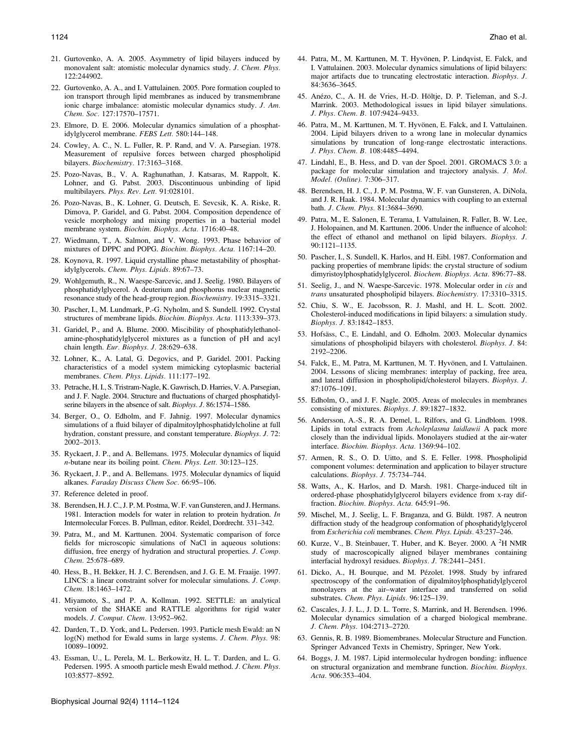21. Gurtovenko, A. A. 2005. Asymmetry of lipid bilayers induced by monovalent salt: atomistic molecular dynamics study. *J. Chem. Phys.* 122:244902.

22. Gurtovenko, A. A., and I. Vattulainen. 2005. Pore formation coupled to ion transport through lipid membranes as induced by transmembrane ionic charge imbalance: atomistic molecular dynamics study. *J. Am. Chem. Soc.* 127:17570–17571.

23. Elmore, D. E. 2006. Molecular dynamics simulation of a phosphatidylglycerol membrane. *FEBS Lett.* 580:144–148.

24. Cowley, A. C., N. L. Fuller, R. P. Rand, and V. A. Parsegian. 1978. Measurement of repulsive forces between charged phospholipid bilayers. *Biochemistry.* 17:3163–3168.

25. Pozo-Navas, B., V. A. Raghunathan, J. Katsaras, M. Rappolt, K. Lohner, and G. Pabst. 2003. Discontinuous unbinding of lipid multibilayers. *Phys. Rev. Lett.* 91:028101.

26. Pozo-Navas, B., K. Lohner, G. Deutsch, E. Sevcsik, K. A. Riske, R. Dimova, P. Garidel, and G. Pabst. 2004. Composition dependence of vesicle morphology and mixing properties in a bacterial model membrane system. *Biochim. Biophys. Acta.* 1716:40–48.

27. Wiedmann, T., A. Salmon, and V. Wong. 1993. Phase behavior of mixtures of DPPC and POPG. *Biochim. Biophys. Acta.* 1167:14–20.

28. Koynova, R. 1997. Liquid crystalline phase metastability of phosphatidylglycerols. *Chem. Phys. Lipids.* 89:67–73.

29. Wohlgemuth, R., N. Waespe-Sarcevic, and J. Seelig. 1980. Bilayers of phosphatidylglycerol. A deuterium and phosphorus nuclear magnetic resonance study of the head-group region. *Biochemistry.* 19:3315–3321.

30. Pascher, I., M. Lundmark, P.-G. Nyholm, and S. Sundell. 1992. Crystal structures of membrane lipids. *Biochim. Biophys. Acta.* 1113:339–373.

31. Garidel, P., and A. Blume. 2000. Miscibility of phosphatidylethanolamine-phosphatidylglycerol mixtures as a function of pH and acyl chain length. *Eur. Biophys. J.* 28:629–638.

32. Lohner, K., A. Latal, G. Degovics, and P. Garidel. 2001. Packing characteristics of a model system mimicking cytoplasmic bacterial membranes. *Chem. Phys. Lipids.* 111:177–192.

33. Petrache, H. I., S. Tristram-Nagle, K. Gawrisch, D. Harries, V. A. Parsegian, and J. F. Nagle. 2004. Structure and fluctuations of charged phosphatidylserine bilayers in the absence of salt. *Biophys. J.* 86:1574–1586.

34. Berger, O., O. Edholm, and F. Jahnig. 1997. Molecular dynamics simulations of a fluid bilayer of dipalmitoylphosphatidylcholine at full hydration, constant pressure, and constant temperature. *Biophys. J.* 72: 2002–2013.

35. Ryckaert, J. P., and A. Bellemans. 1975. Molecular dynamics of liquid *n*-butane near its boiling point. *Chem. Phys. Lett.* 30:123–125.

36. Ryckaert, J. P., and A. Bellemans. 1975. Molecular dynamics of liquid alkanes. *Faraday Discuss Chem Soc.* 66:95–106.

37. Reference deleted in proof.

38. Berendsen, H. J. C., J. P. M. Postma, W. F. van Gunsteren, and J. Hermans. 1981. Interaction models for water in relation to protein hydration. *In* Intermolecular Forces. B. Pullman, editor. Reidel, Dordrecht. 331–342.

39. Patra, M., and M. Karttunen. 2004. Systematic comparison of force fields for microscopic simulations of NaCl in aqueous solutions: diffusion, free energy of hydration and structural properties. *J. Comp. Chem.* 25:678–689.

40. Hess, B., H. Bekker, H. J. C. Berendsen, and J. G. E. M. Fraaije. 1997. LINCS: a linear constraint solver for molecular simulations. *J. Comp. Chem.* 18:1463–1472.

41. Miyamoto, S., and P. A. Kollman. 1992. SETTLE: an analytical version of the SHAKE and RATTLE algorithms for rigid water models. *J. Comput. Chem.* 13:952–962.

42. Darden, T., D. York, and L. Pedersen. 1993. Particle mesh Ewald: an N log(N) method for Ewald sums in large systems. *J. Chem. Phys.* 98: 10089–10092.

43. Essman, U., L. Perela, M. L. Berkowitz, H. L. T. Darden, and L. G. Pedersen. 1995. A smooth particle mesh Ewald method. *J. Chem. Phys.* 103:8577–8592.

44. Patra, M., M. Karttunen, M. T. Hyvönen, P. Lindqvist, E. Falck, and I. Vattulainen. 2003. Molecular dynamics simulations of lipid bilayers: major artifacts due to truncating electrostatic interaction. *Biophys. J.* 84:3636–3645.

45. Anézo, C., A. H. de Vries, H.-D. Höltje, D. P. Tieleman, and S.-J. Marrink. 2003. Methodological issues in lipid bilayer simulations. *J. Phys. Chem. B.* 107:9424–9433.

46. Patra, M., M. Karttunen, M. T. Hyvönen, E. Falck, and I. Vattulainen. 2004. Lipid bilayers driven to a wrong lane in molecular dynamics simulations by truncation of long-range electrostatic interactions. *J. Phys. Chem. B.* 108:4485–4494.

47. Lindahl, E., B. Hess, and D. van der Spoel. 2001. GROMACS 3.0: a package for molecular simulation and trajectory analysis. *J. Mol. Model. (Online).* 7:306–317.

48. Berendsen, H. J. C., J. P. M. Postma, W. F. van Gunsteren, A. DiNola, and J. R. Haak. 1984. Molecular dynamics with coupling to an external bath. *J. Chem. Phys.* 81:3684–3690.

49. Patra, M., E. Salonen, E. Terama, I. Vattulainen, R. Faller, B. W. Lee, J. Holopainen, and M. Karttunen. 2006. Under the influence of alcohol: the effect of ethanol and methanol on lipid bilayers. *Biophys. J.* 90:1121–1135.

50. Pascher, I., S. Sundell, K. Harlos, and H. Eibl. 1987. Conformation and packing properties of membrane lipids: the crystal structure of sodium dimyristoylphosphatidylglycerol. *Biochem. Biophys. Acta.* 896:77–88.

51. Seelig, J., and N. Waespe-Sarcevic. 1978. Molecular order in *cis* and *trans* unsaturated phospholipid bilayers. *Biochemistry.* 17:3310–3315.

52. Chiu, S. W., E. Jacobsson, R. J. Mashl, and H. L. Scott. 2002. Cholesterol-induced modifications in lipid bilayers: a simulation study. *Biophys. J.* 83:1842–1853.

53. Hofsäss, C., E. Lindahl, and O. Edholm. 2003. Molecular dynamics simulations of phospholipid bilayers with cholesterol. *Biophys. J.* 84: 2192–2206.

54. Falck, E., M. Patra, M. Karttunen, M. T. Hyvönen, and I. Vattulainen. 2004. Lessons of slicing membranes: interplay of packing, free area, and lateral diffusion in phospholipid/cholesterol bilayers. *Biophys. J.* 87:1076–1091.

55. Edholm, O., and J. F. Nagle. 2005. Areas of molecules in membranes consisting of mixtures. *Biophys. J.* 89:1827–1832.

56. Andersson, A.-S., R. A. Demel, L. Rilfors, and G. Lindblom. 1998. Lipids in total extracts from *Acholeplasma laidlawii* A pack more closely than the individual lipids. Monolayers studied at the air-water interface. *Biochim. Biophys. Acta.* 1369:94–102.

57. Armen, R. S., O. D. Uitto, and S. E. Feller. 1998. Phospholipid component volumes: determination and application to bilayer structure calculations. *Biophys. J.* 75:734–744.

58. Watts, A., K. Harlos, and D. Marsh. 1981. Charge-induced tilt in ordered-phase phosphatidylglycerol bilayers evidence from x-ray diffraction. *Biochim. Biophys. Acta.* 645:91–96.

59. Mischel, M., J. Seelig, L. F. Braganza, and G. Büldt. 1987. A neutron diffraction study of the headgroup conformation of phosphatidylglycerol from *Escherichia coli* membranes. *Chem. Phys. Lipids.* 43:237–246.

60. Kurze, V., B. Steinbauer, T. Huber, and K. Beyer. 2000. A $^{2}$H NMR study of macroscopically aligned bilayer membranes containing interfacial hydroxyl residues. *Biophys. J.* 78:2441–2451.

61. Dicko, A., H. Bourque, and M. Pézolet. 1998. Study by infrared spectroscopy of the conformation of dipalmitoylphosphatidylglycerol monolayers at the air–water interface and transferred on solid substrates. *Chem. Phys. Lipids.* 96:125–139.

62. Cascales, J. J. L., J. D. L. Torre, S. Marrink, and H. Berendsen. 1996. Molecular dynamics simulation of a charged biological membrane. *J. Chem. Phys.* 104:2713–2720.

63. Gennis, R. B. 1989. Biomembranes. Molecular Structure and Function. Springer Advanced Texts in Chemistry, Springer, New York.

64. Boggs, J. M. 1987. Lipid intermolecular hydrogen bonding: influence on structural organization and membrane function. *Biochim. Biophys. Acta.* 906:353–404.